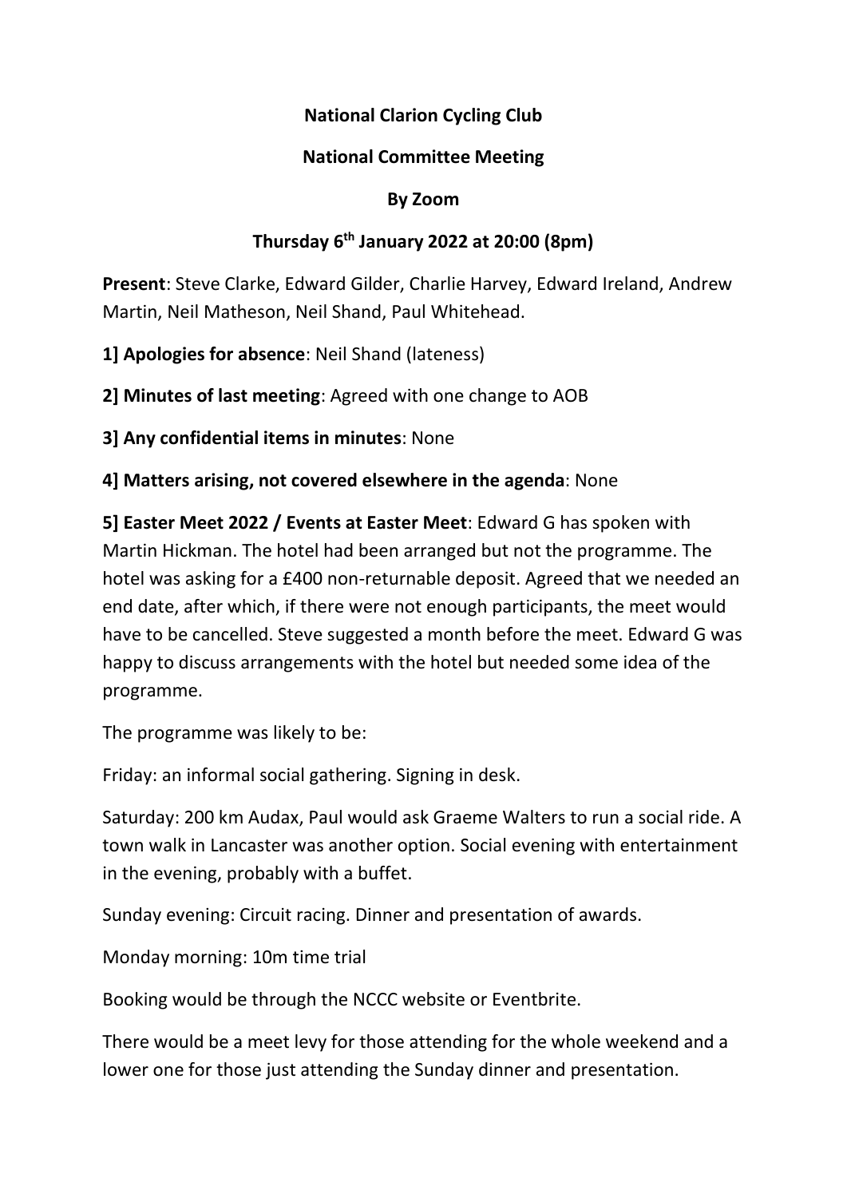**National Clarion Cycling Club**

**National Committee Meeting**

**By Zoom**

**Thursday 6th January 2022 at 20:00 (8pm)**

**Present**: Steve Clarke, Edward Gilder, Charlie Harvey, Edward Ireland, Andrew Martin, Neil Matheson, Neil Shand, Paul Whitehead.

**1] Apologies for absence**: Neil Shand (lateness)

**2] Minutes of last meeting**: Agreed with one change to AOB

**3] Any confidential items in minutes**: None

**4] Matters arising, not covered elsewhere in the agenda**: None

**5] Easter Meet 2022 / Events at Easter Meet**: Edward G has spoken with Martin Hickman. The hotel had been arranged but not the programme. The hotel was asking for a £400 non-returnable deposit. Agreed that we needed an end date, after which, if there were not enough participants, the meet would have to be cancelled. Steve suggested a month before the meet. Edward G was happy to discuss arrangements with the hotel but needed some idea of the programme.

The programme was likely to be:

Friday: an informal social gathering. Signing in desk.

Saturday: 200 km Audax, Paul would ask Graeme Walters to run a social ride. A town walk in Lancaster was another option. Social evening with entertainment in the evening, probably with a buffet.

Sunday evening: Circuit racing. Dinner and presentation of awards.

Monday morning: 10m time trial

Booking would be through the NCCC website or Eventbrite.

There would be a meet levy for those attending for the whole weekend and a lower one for those just attending the Sunday dinner and presentation.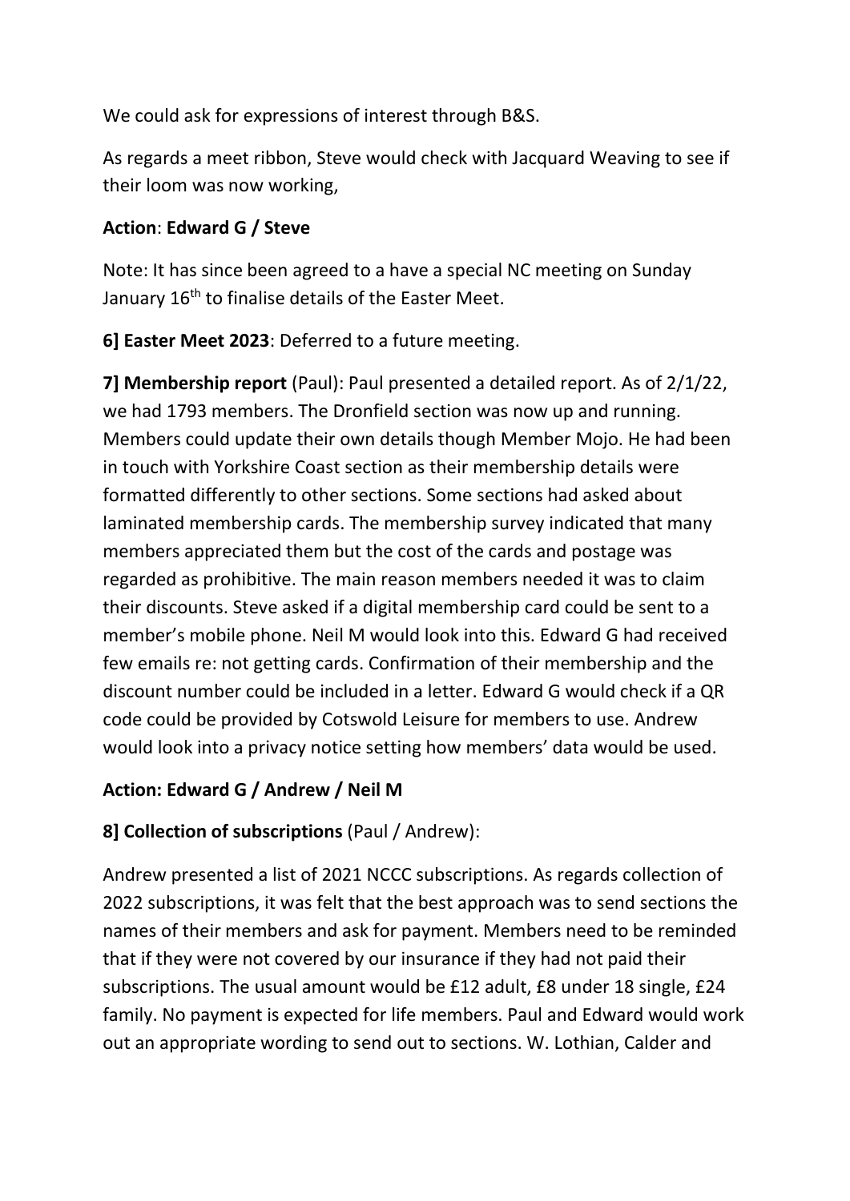We could ask for expressions of interest through B&S.

As regards a meet ribbon, Steve would check with Jacquard Weaving to see if their loom was now working,

**Action**: **Edward G / Steve**

Note: It has since been agreed to a have a special NC meeting on Sunday January 16th to finalise details of the Easter Meet.

**6] Easter Meet 2023**: Deferred to a future meeting.

**7] Membership report** (Paul): Paul presented a detailed report. As of 2/1/22, we had 1793 members. The Dronfield section was now up and running. Members could update their own details though Member Mojo. He had been in touch with Yorkshire Coast section as their membership details were formatted differently to other sections. Some sections had asked about laminated membership cards. The membership survey indicated that many members appreciated them but the cost of the cards and postage was regarded as prohibitive. The main reason members needed it was to claim their discounts. Steve asked if a digital membership card could be sent to a member's mobile phone. Neil M would look into this. Edward G had received few emails re: not getting cards. Confirmation of their membership and the discount number could be included in a letter. Edward G would check if a QR code could be provided by Cotswold Leisure for members to use. Andrew would look into a privacy notice setting how members' data would be used.

**Action: Edward G / Andrew / Neil M**

**8] Collection of subscriptions** (Paul / Andrew):

Andrew presented a list of 2021 NCCC subscriptions. As regards collection of 2022 subscriptions, it was felt that the best approach was to send sections the names of their members and ask for payment. Members need to be reminded that if they were not covered by our insurance if they had not paid their subscriptions. The usual amount would be £12 adult, £8 under 18 single, £24 family. No payment is expected for life members. Paul and Edward would work out an appropriate wording to send out to sections. W. Lothian, Calder and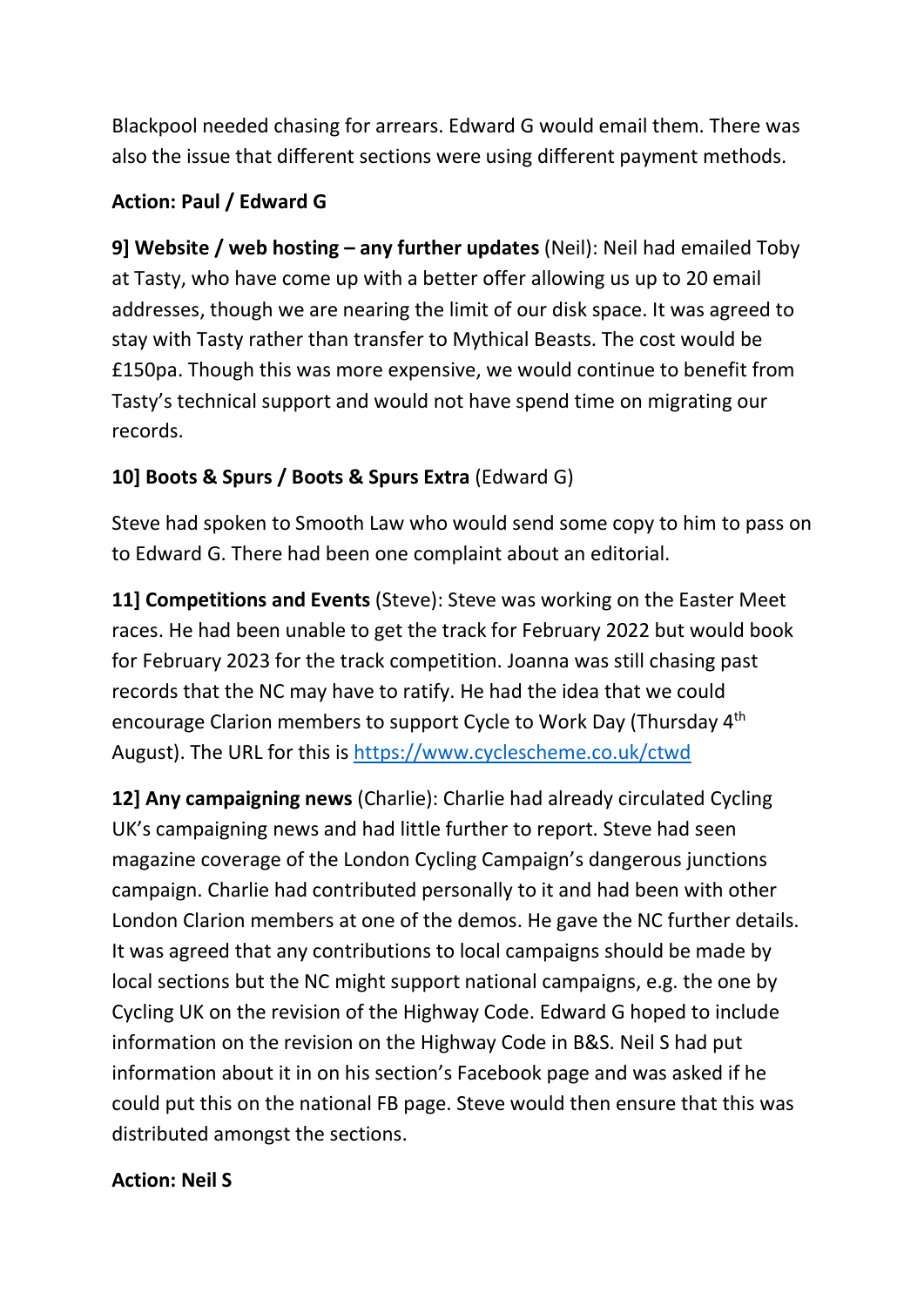Blackpool needed chasing for arrears. Edward G would email them. There was also the issue that different sections were using different payment methods.

**Action: Paul / Edward G**

**9] Website / web hosting – any further updates** (Neil): Neil had emailed Toby at Tasty, who have come up with a better offer allowing us up to 20 email addresses, though we are nearing the limit of our disk space. It was agreed to stay with Tasty rather than transfer to Mythical Beasts. The cost would be £150pa. Though this was more expensive, we would continue to benefit from Tasty's technical support and would not have spend time on migrating our records.

**10] Boots & Spurs / Boots & Spurs Extra** (Edward G)

Steve had spoken to Smooth Law who would send some copy to him to pass on to Edward G. There had been one complaint about an editorial.

**11] Competitions and Events** (Steve): Steve was working on the Easter Meet races. He had been unable to get the track for February 2022 but would book for February 2023 for the track competition. Joanna was still chasing past records that the NC may have to ratify. He had the idea that we could encourage Clarion members to support Cycle to Work Day (Thursday 4th August). The URL for this is [https://www.cyclescheme.co.uk/ctwd](https://www.cyclescheme.co.uk/ctwd)

**12] Any campaigning news** (Charlie): Charlie had already circulated Cycling UK's campaigning news and had little further to report. Steve had seen magazine coverage of the London Cycling Campaign's dangerous junctions campaign. Charlie had contributed personally to it and had been with other London Clarion members at one of the demos. He gave the NC further details. It was agreed that any contributions to local campaigns should be made by local sections but the NC might support national campaigns, e.g. the one by Cycling UK on the revision of the Highway Code. Edward G hoped to include information on the revision on the Highway Code in B&S. Neil S had put information about it in on his section's Facebook page and was asked if he could put this on the national FB page. Steve would then ensure that this was distributed amongst the sections.

**Action: Neil S**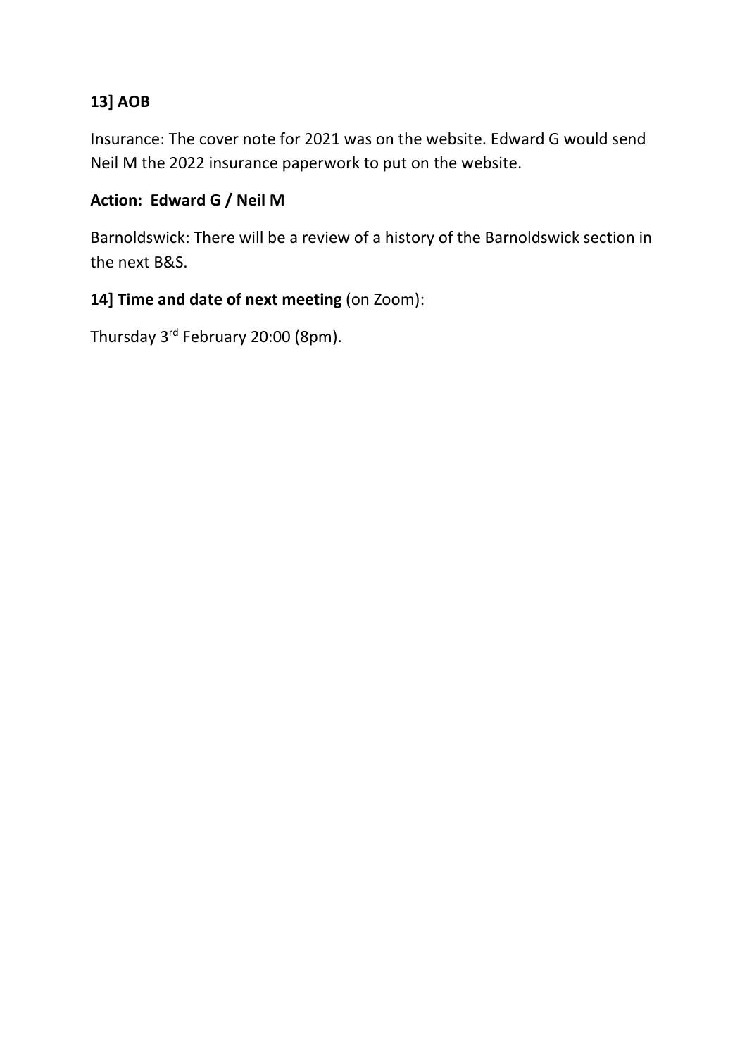**13] AOB**

Insurance: The cover note for 2021 was on the website. Edward G would send Neil M the 2022 insurance paperwork to put on the website.

**Action: Edward G / Neil M**

Barnoldswick: There will be a review of a history of the Barnoldswick section in the next B&S.

**14] Time and date of next meeting** (on Zoom):

Thursday 3rd February 20:00 (8pm).